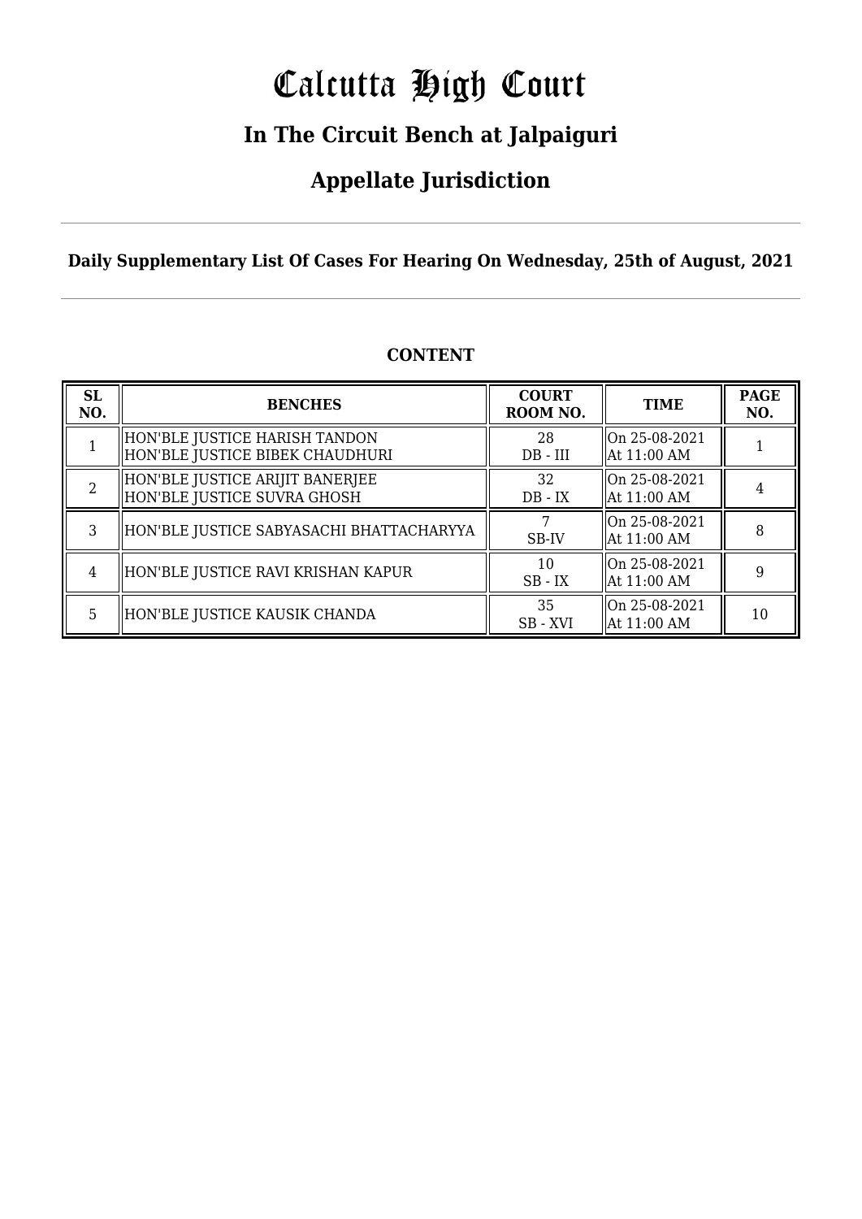# Calcutta High Court

## In The Circuit Bench at Jalpaiguri

## Appellate Jurisdiction

**Daily Supplementary List Of Cases For Hearing On Wednesday, 25th of August, 2021**

**CONTENT**

| SL NO. | BENCHES | COURT ROOM NO. | TIME | PAGE NO. |
|---|---|---|---|---|
| 1 | HON'BLE JUSTICE HARISH TANDON<br>HON'BLE JUSTICE BIBEK CHAUDHURI | 28<br>DB - III | On 25-08-2021<br>At 11:00 AM | 1 |
| 2 | HON'BLE JUSTICE ARIJIT BANERJEE<br>HON'BLE JUSTICE SUVRA GHOSH | 32<br>DB - IX | On 25-08-2021<br>At 11:00 AM | 4 |
| 3 | HON'BLE JUSTICE SABYASACHI BHATTACHARYYA | 7<br>SB-IV | On 25-08-2021<br>At 11:00 AM | 8 |
| 4 | HON'BLE JUSTICE RAVI KRISHAN KAPUR | 10<br>SB - IX | On 25-08-2021<br>At 11:00 AM | 9 |
| 5 | HON'BLE JUSTICE KAUSIK CHANDA | 35<br>SB - XVI | On 25-08-2021<br>At 11:00 AM | 10 |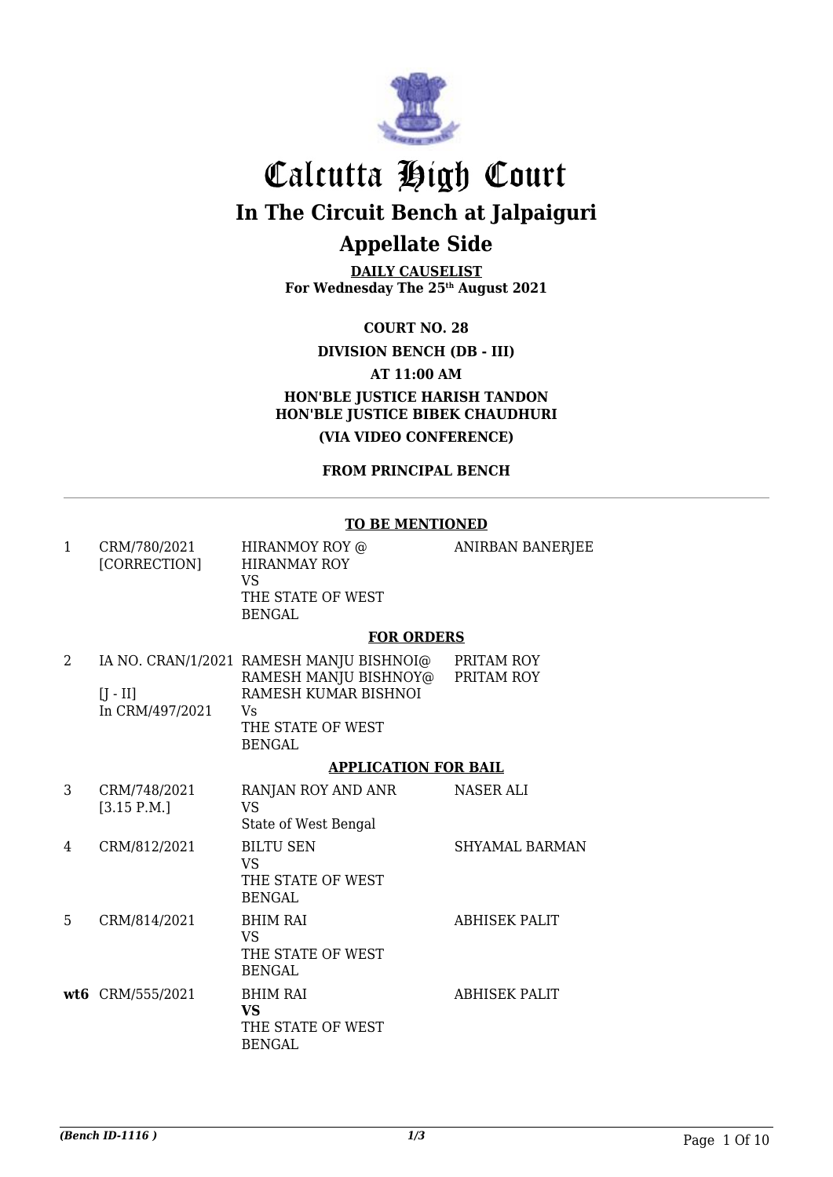# Calcutta High Court

## In The Circuit Bench at Jalpaiguri

## Appellate Side

**DAILY CAUSELIST**
**For Wednesday The 25th August 2021**

**COURT NO. 28**

**DIVISION BENCH (DB - III)**

**AT 11:00 AM**

**HON'BLE JUSTICE HARISH TANDON**
**HON'BLE JUSTICE BIBEK CHAUDHURI**

**(VIA VIDEO CONFERENCE)**

**FROM PRINCIPAL BENCH**

---

**TO BE MENTIONED**

| | | | |
|---|---|---|---|
| 1 | CRM/780/2021 [CORRECTION] | HIRANMOY ROY @ HIRANMAY ROY VS THE STATE OF WEST BENGAL | ANIRBAN BANERJEE |

**FOR ORDERS**

| | | | |
|---|---|---|---|
| 2 | IA NO. CRAN/1/2021 [J - II] In CRM/497/2021 | RAMESH MANJU BISHNOI@ RAMESH MANJU BISHNOY@ RAMESH KUMAR BISHNOI Vs THE STATE OF WEST BENGAL | PRITAM ROY PRITAM ROY |

**APPLICATION FOR BAIL**

| | | | |
|---|---|---|---|
| 3 | CRM/748/2021 [3.15 P.M.] | RANJAN ROY AND ANR VS State of West Bengal | NASER ALI |
| 4 | CRM/812/2021 | BILTU SEN VS THE STATE OF WEST BENGAL | SHYAMAL BARMAN |
| 5 | CRM/814/2021 | BHIM RAI VS THE STATE OF WEST BENGAL | ABHISEK PALIT |
| **wt6** | CRM/555/2021 | BHIM RAI **VS** THE STATE OF WEST BENGAL | ABHISEK PALIT |

*(Bench ID-1116 )* 1/3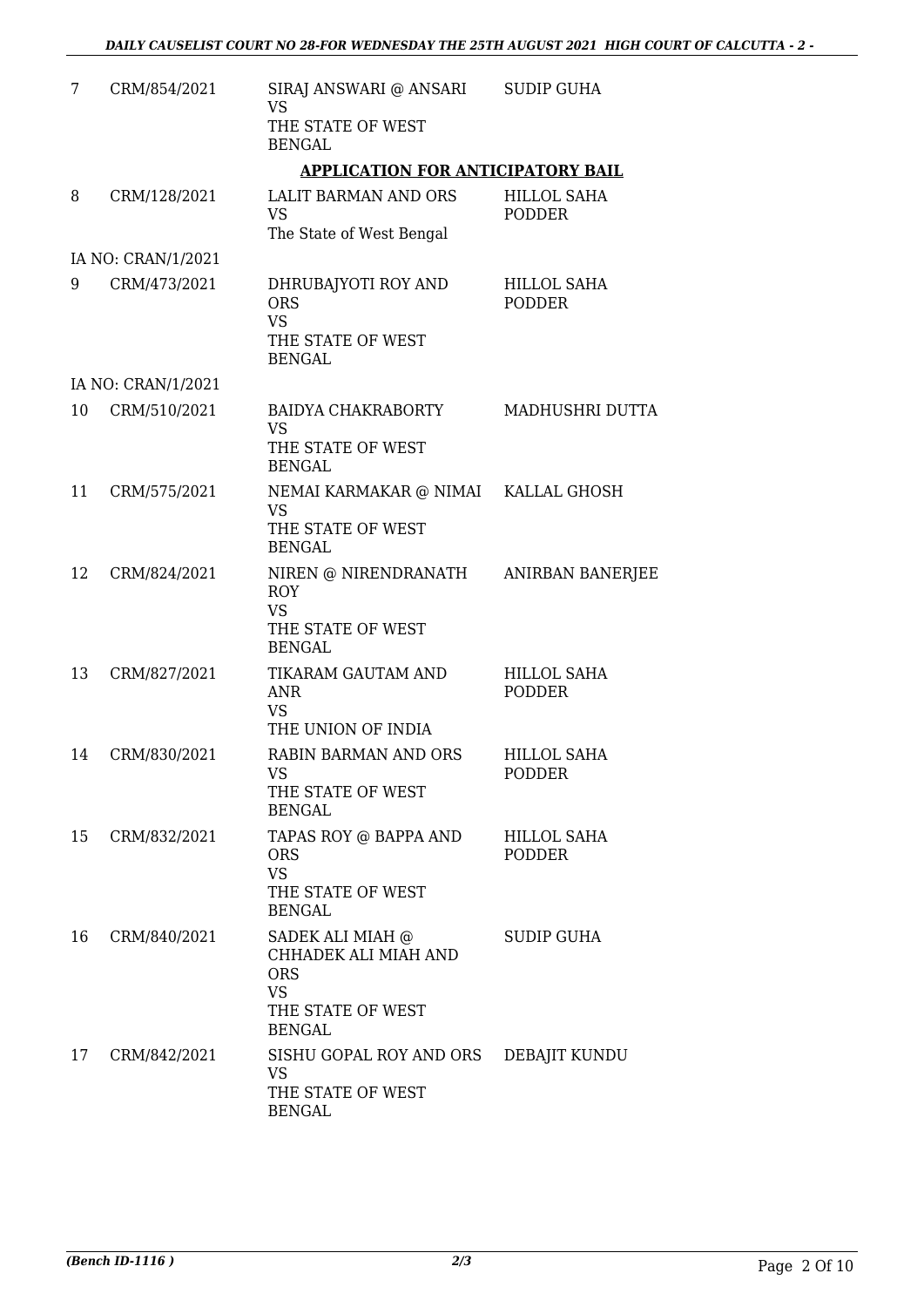| | | | |
|---|---|---|---|
| 7 | CRM/854/2021 | SIRAJ ANSWARI @ ANSARI VS THE STATE OF WEST BENGAL | SUDIP GUHA |

**APPLICATION FOR ANTICIPATORY BAIL**

| | | | |
|---|---|---|---|
| 8 | CRM/128/2021 | LALIT BARMAN AND ORS VS The State of West Bengal | HILLOL SAHA PODDER |
| | IA NO: CRAN/1/2021 | | |
| 9 | CRM/473/2021 | DHRUBAJYOTI ROY AND ORS VS THE STATE OF WEST BENGAL | HILLOL SAHA PODDER |
| | IA NO: CRAN/1/2021 | | |
| 10 | CRM/510/2021 | BAIDYA CHAKRABORTY VS THE STATE OF WEST BENGAL | MADHUSHRI DUTTA |
| 11 | CRM/575/2021 | NEMAI KARMAKAR @ NIMAI VS THE STATE OF WEST BENGAL | KALLAL GHOSH |
| 12 | CRM/824/2021 | NIREN @ NIRENDRANATH ROY VS THE STATE OF WEST BENGAL | ANIRBAN BANERJEE |
| 13 | CRM/827/2021 | TIKARAM GAUTAM AND ANR VS THE UNION OF INDIA | HILLOL SAHA PODDER |
| 14 | CRM/830/2021 | RABIN BARMAN AND ORS VS THE STATE OF WEST BENGAL | HILLOL SAHA PODDER |
| 15 | CRM/832/2021 | TAPAS ROY @ BAPPA AND ORS VS THE STATE OF WEST BENGAL | HILLOL SAHA PODDER |
| 16 | CRM/840/2021 | SADEK ALI MIAH @ CHHADEK ALI MIAH AND ORS VS THE STATE OF WEST BENGAL | SUDIP GUHA |
| 17 | CRM/842/2021 | SISHU GOPAL ROY AND ORS VS THE STATE OF WEST BENGAL | DEBAJIT KUNDU |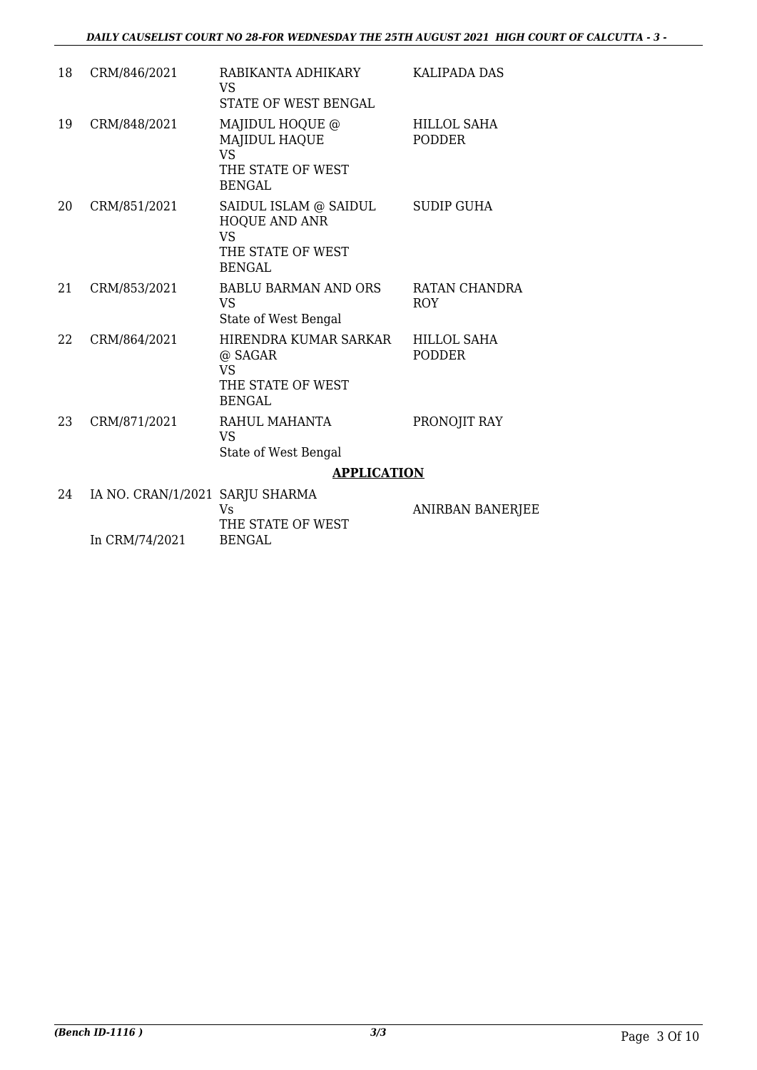| | | | |
|---|---|---|---|
| 18 | CRM/846/2021 | RABIKANTA ADHIKARY<br>VS<br>STATE OF WEST BENGAL | KALIPADA DAS |
| 19 | CRM/848/2021 | MAJIDUL HOQUE @ MAJIDUL HAQUE<br>VS<br>THE STATE OF WEST BENGAL | HILLOL SAHA PODDER |
| 20 | CRM/851/2021 | SAIDUL ISLAM @ SAIDUL HOQUE AND ANR<br>VS<br>THE STATE OF WEST BENGAL | SUDIP GUHA |
| 21 | CRM/853/2021 | BABLU BARMAN AND ORS<br>VS<br>State of West Bengal | RATAN CHANDRA ROY |
| 22 | CRM/864/2021 | HIRENDRA KUMAR SARKAR @ SAGAR<br>VS<br>THE STATE OF WEST BENGAL | HILLOL SAHA PODDER |
| 23 | CRM/871/2021 | RAHUL MAHANTA<br>VS<br>State of West Bengal | PRONOJIT RAY |

## APPLICATION

| | | | |
|---|---|---|---|
| 24 | IA NO. CRAN/1/2021<br>In CRM/74/2021 | SARJU SHARMA<br>Vs<br>THE STATE OF WEST BENGAL | ANIRBAN BANERJEE |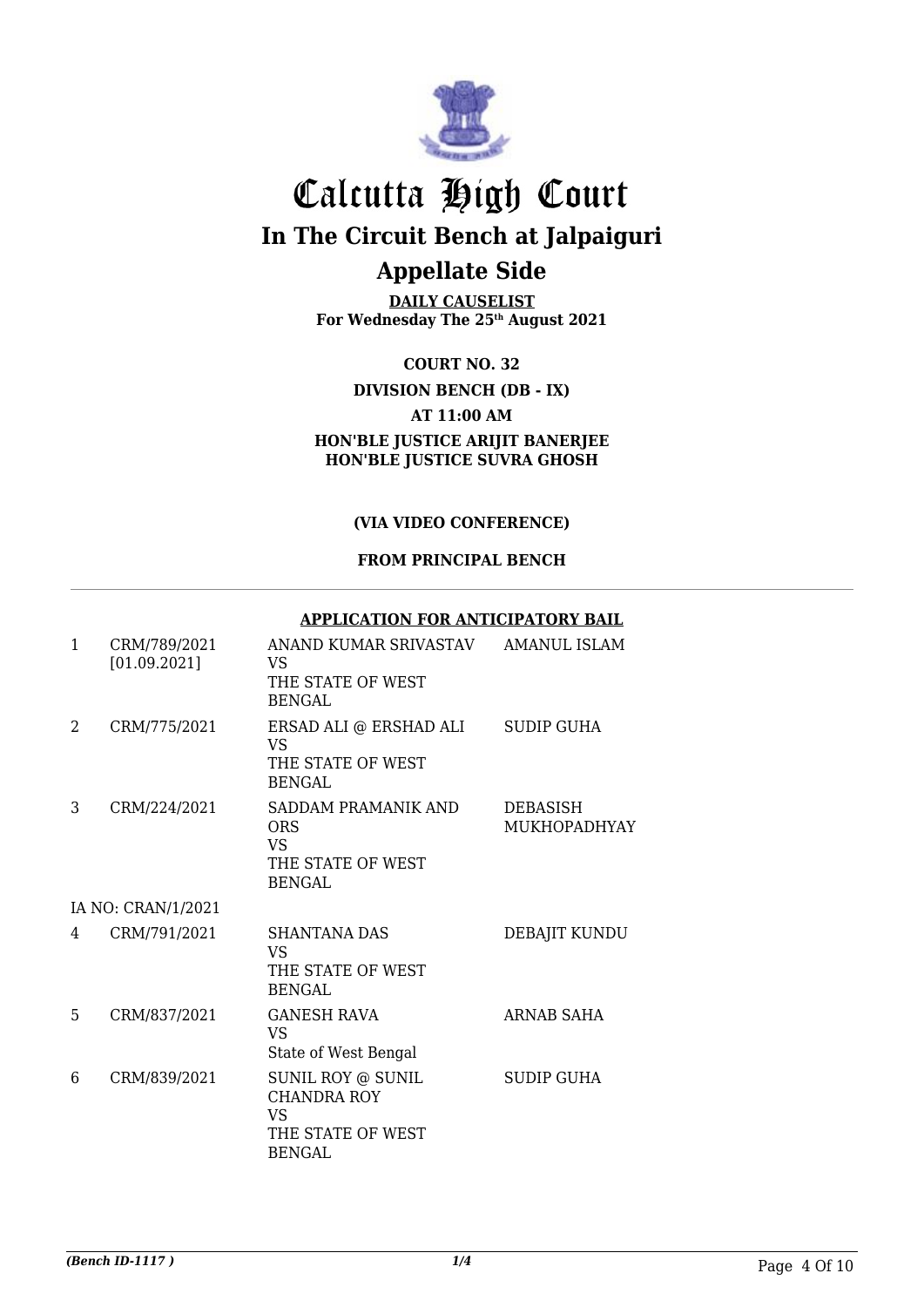# Calcutta High Court

## In The Circuit Bench at Jalpaiguri

## Appellate Side

**DAILY CAUSELIST**
**For Wednesday The 25th August 2021**

**COURT NO. 32**

**DIVISION BENCH (DB - IX)**

**AT 11:00 AM**

**HON'BLE JUSTICE ARIJIT BANERJEE**
**HON'BLE JUSTICE SUVRA GHOSH**

**(VIA VIDEO CONFERENCE)**

**FROM PRINCIPAL BENCH**

**APPLICATION FOR ANTICIPATORY BAIL**

| | | | |
|---|---|---|---|
| 1 | CRM/789/2021 [01.09.2021] | ANAND KUMAR SRIVASTAV VS THE STATE OF WEST BENGAL | AMANUL ISLAM |
| 2 | CRM/775/2021 | ERSAD ALI @ ERSHAD ALI VS THE STATE OF WEST BENGAL | SUDIP GUHA |
| 3 | CRM/224/2021 | SADDAM PRAMANIK AND ORS VS THE STATE OF WEST BENGAL | DEBASISH MUKHOPADHYAY |
| | IA NO: CRAN/1/2021 | | |
| 4 | CRM/791/2021 | SHANTANA DAS VS THE STATE OF WEST BENGAL | DEBAJIT KUNDU |
| 5 | CRM/837/2021 | GANESH RAVA VS State of West Bengal | ARNAB SAHA |
| 6 | CRM/839/2021 | SUNIL ROY @ SUNIL CHANDRA ROY VS THE STATE OF WEST BENGAL | SUDIP GUHA |

*(Bench ID-1117 )* 1/4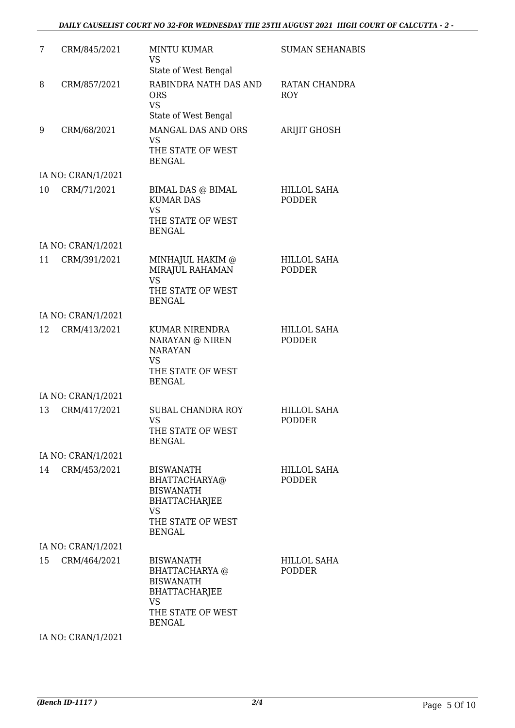| | | | |
|---|---|---|---|
| 7 | CRM/845/2021 | MINTU KUMAR<br>VS<br>State of West Bengal | SUMAN SEHANABIS |
| 8 | CRM/857/2021 | RABINDRA NATH DAS AND ORS<br>VS<br>State of West Bengal | RATAN CHANDRA ROY |
| 9 | CRM/68/2021 | MANGAL DAS AND ORS<br>VS<br>THE STATE OF WEST BENGAL | ARIJIT GHOSH |
| | IA NO: CRAN/1/2021 | | |
| 10 | CRM/71/2021 | BIMAL DAS @ BIMAL KUMAR DAS<br>VS<br>THE STATE OF WEST BENGAL | HILLOL SAHA PODDER |
| | IA NO: CRAN/1/2021 | | |
| 11 | CRM/391/2021 | MINHAJUL HAKIM @ MIRAJUL RAHAMAN<br>VS<br>THE STATE OF WEST BENGAL | HILLOL SAHA PODDER |
| | IA NO: CRAN/1/2021 | | |
| 12 | CRM/413/2021 | KUMAR NIRENDRA NARAYAN @ NIREN NARAYAN<br>VS<br>THE STATE OF WEST BENGAL | HILLOL SAHA PODDER |
| | IA NO: CRAN/1/2021 | | |
| 13 | CRM/417/2021 | SUBAL CHANDRA ROY<br>VS<br>THE STATE OF WEST BENGAL | HILLOL SAHA PODDER |
| | IA NO: CRAN/1/2021 | | |
| 14 | CRM/453/2021 | BISWANATH BHATTACHARYA@ BISWANATH BHATTACHARJEE<br>VS<br>THE STATE OF WEST BENGAL | HILLOL SAHA PODDER |
| | IA NO: CRAN/1/2021 | | |
| 15 | CRM/464/2021 | BISWANATH BHATTACHARYA @ BISWANATH BHATTACHARJEE<br>VS<br>THE STATE OF WEST BENGAL | HILLOL SAHA PODDER |
| | IA NO: CRAN/1/2021 | | |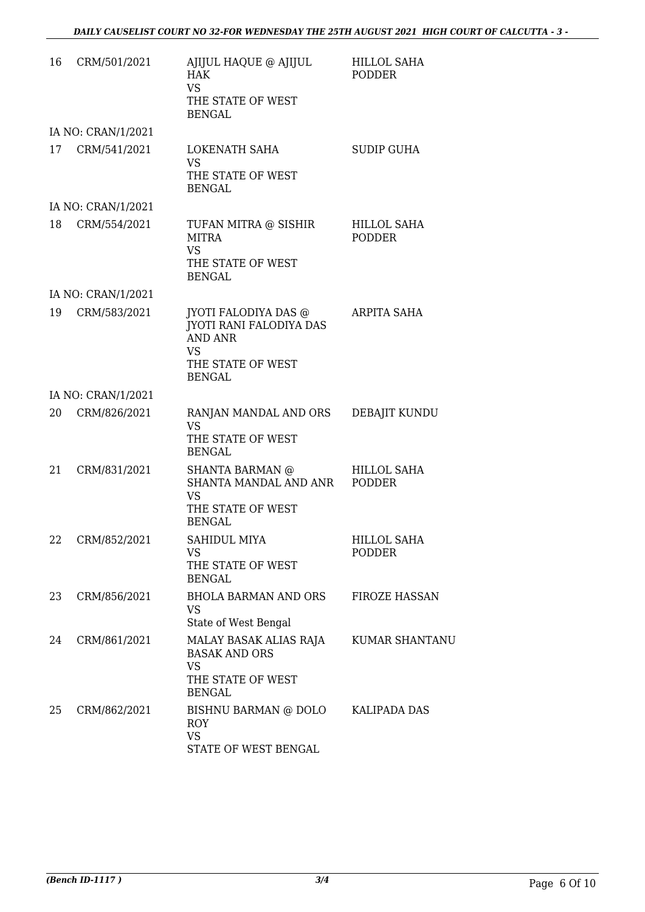| | | | |
|---|---|---|---|
| 16 | CRM/501/2021 | AJIJUL HAQUE @ AJIJUL HAK VS THE STATE OF WEST BENGAL | HILLOL SAHA PODDER |
| | IA NO: CRAN/1/2021 | | |
| 17 | CRM/541/2021 | LOKENATH SAHA VS THE STATE OF WEST BENGAL | SUDIP GUHA |
| | IA NO: CRAN/1/2021 | | |
| 18 | CRM/554/2021 | TUFAN MITRA @ SISHIR MITRA VS THE STATE OF WEST BENGAL | HILLOL SAHA PODDER |
| | IA NO: CRAN/1/2021 | | |
| 19 | CRM/583/2021 | JYOTI FALODIYA DAS @ JYOTI RANI FALODIYA DAS AND ANR VS THE STATE OF WEST BENGAL | ARPITA SAHA |
| | IA NO: CRAN/1/2021 | | |
| 20 | CRM/826/2021 | RANJAN MANDAL AND ORS VS THE STATE OF WEST BENGAL | DEBAJIT KUNDU |
| 21 | CRM/831/2021 | SHANTA BARMAN @ SHANTA MANDAL AND ANR VS THE STATE OF WEST BENGAL | HILLOL SAHA PODDER |
| 22 | CRM/852/2021 | SAHIDUL MIYA VS THE STATE OF WEST BENGAL | HILLOL SAHA PODDER |
| 23 | CRM/856/2021 | BHOLA BARMAN AND ORS VS State of West Bengal | FIROZE HASSAN |
| 24 | CRM/861/2021 | MALAY BASAK ALIAS RAJA BASAK AND ORS VS THE STATE OF WEST BENGAL | KUMAR SHANTANU |
| 25 | CRM/862/2021 | BISHNU BARMAN @ DOLO ROY VS STATE OF WEST BENGAL | KALIPADA DAS |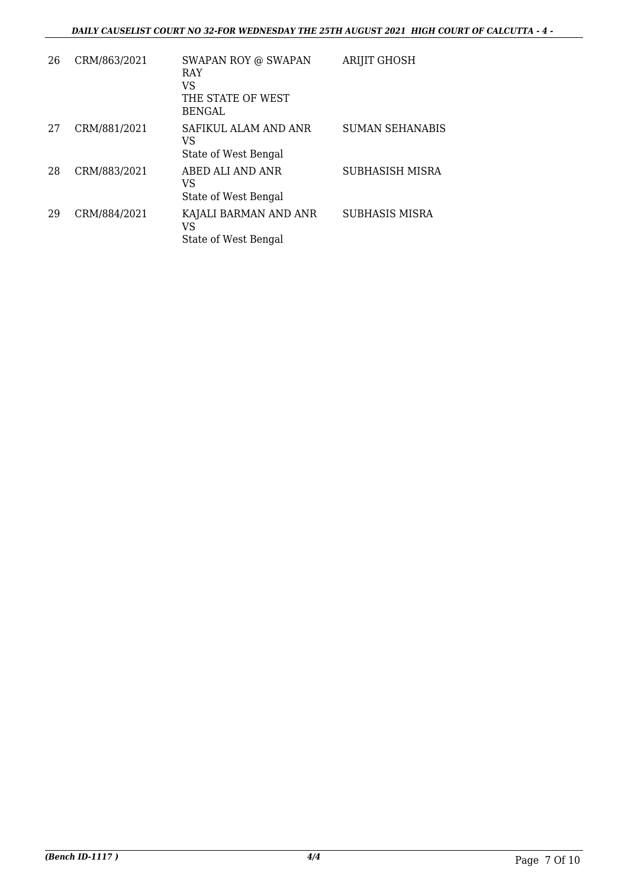| 26 | CRM/863/2021 | SWAPAN ROY @ SWAPAN RAY<br>VS<br>THE STATE OF WEST BENGAL | ARIJIT GHOSH |
|---|---|---|---|
| 27 | CRM/881/2021 | SAFIKUL ALAM AND ANR<br>VS<br>State of West Bengal | SUMAN SEHANABIS |
| 28 | CRM/883/2021 | ABED ALI AND ANR<br>VS<br>State of West Bengal | SUBHASISH MISRA |
| 29 | CRM/884/2021 | KAJALI BARMAN AND ANR<br>VS<br>State of West Bengal | SUBHASIS MISRA |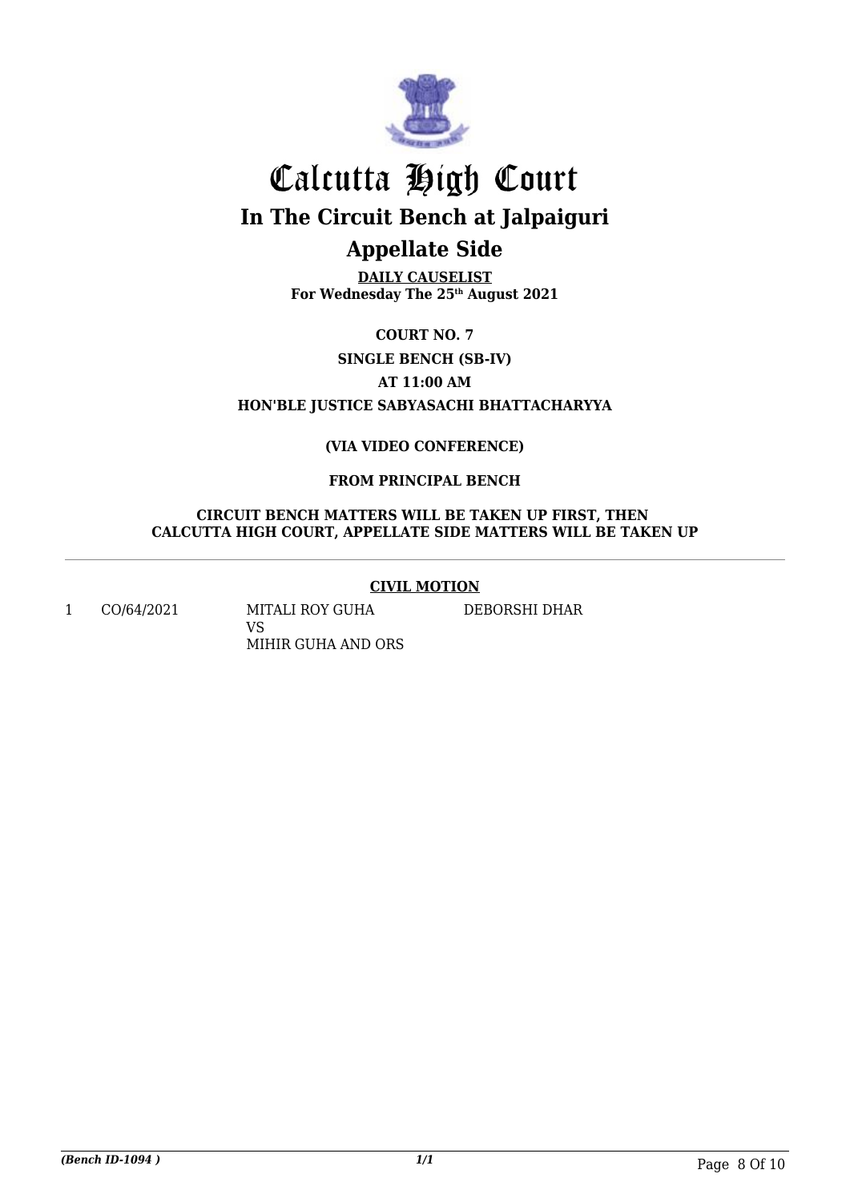# Calcutta High Court

## In The Circuit Bench at Jalpaiguri

## Appellate Side

**DAILY CAUSELIST**
**For Wednesday The 25th August 2021**

**COURT NO. 7**

**SINGLE BENCH (SB-IV)**

**AT 11:00 AM**

**HON'BLE JUSTICE SABYASACHI BHATTACHARYYA**

**(VIA VIDEO CONFERENCE)**

**FROM PRINCIPAL BENCH**

**CIRCUIT BENCH MATTERS WILL BE TAKEN UP FIRST, THEN CALCUTTA HIGH COURT, APPELLATE SIDE MATTERS WILL BE TAKEN UP**

---

**CIVIL MOTION**

| | | | |
|---|---|---|---|
| 1 | CO/64/2021 | MITALI ROY GUHA<br>VS<br>MIHIR GUHA AND ORS | DEBORSHI DHAR |

*(Bench ID-1094 )*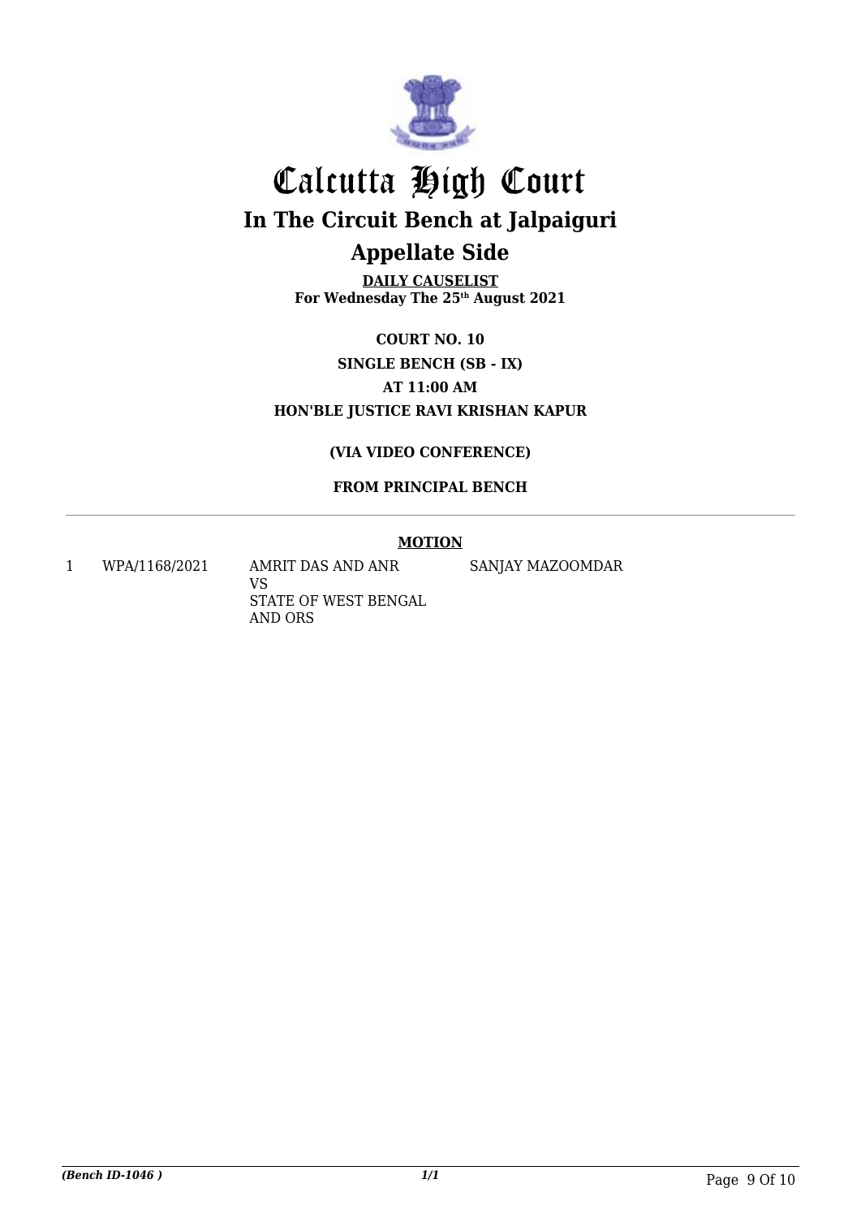# Calcutta High Court

## In The Circuit Bench at Jalpaiguri

## Appellate Side

**DAILY CAUSELIST**
**For Wednesday The 25th August 2021**

**COURT NO. 10**

**SINGLE BENCH (SB - IX)**

**AT 11:00 AM**

**HON'BLE JUSTICE RAVI KRISHAN KAPUR**

**(VIA VIDEO CONFERENCE)**

**FROM PRINCIPAL BENCH**

**MOTION**

| | | | |
|---|---|---|---|
| 1 | WPA/1168/2021 | AMRIT DAS AND ANR<br>VS<br>STATE OF WEST BENGAL AND ORS | SANJAY MAZOOMDAR |

*(Bench ID-1046 )*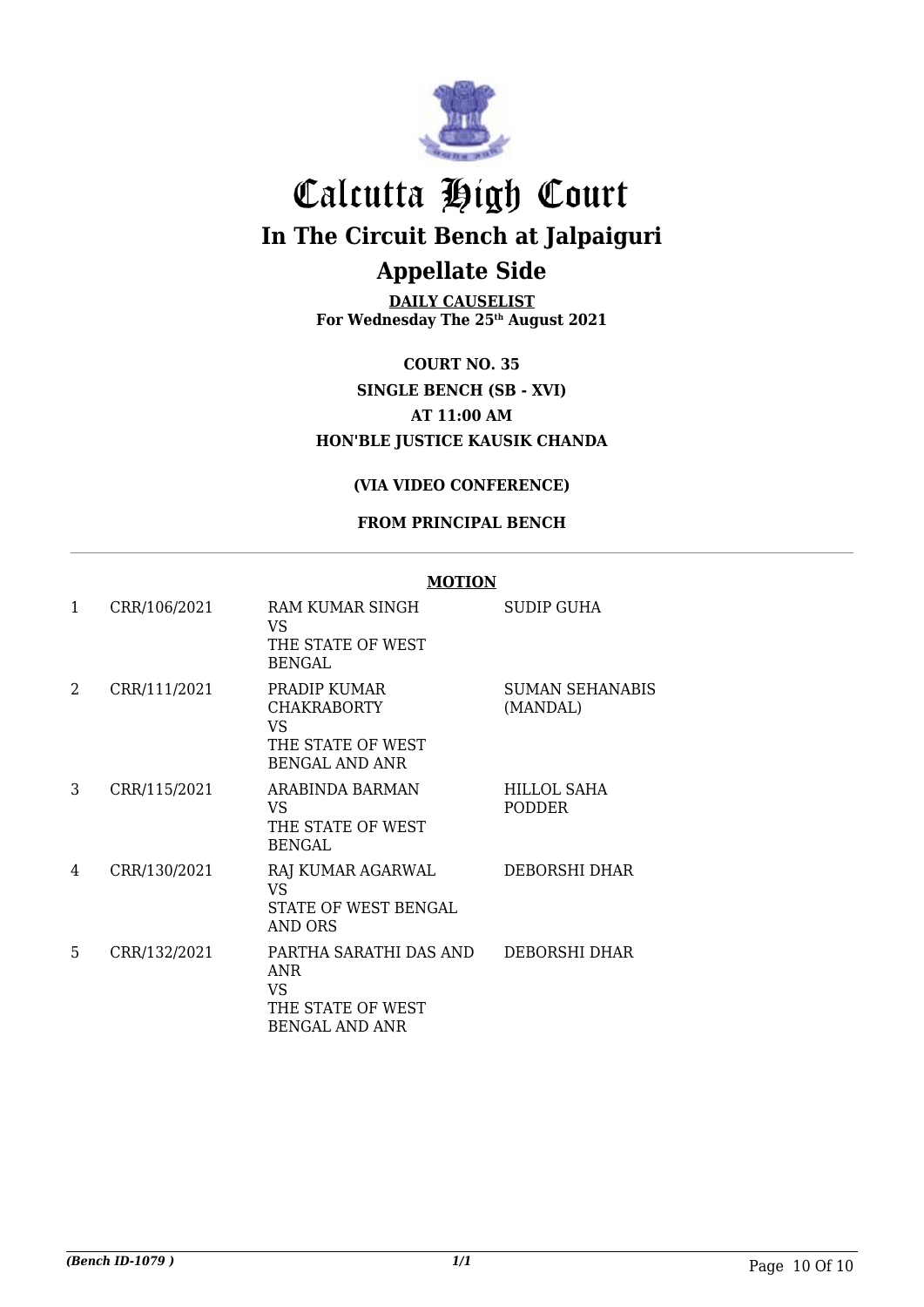# Calcutta High Court

## In The Circuit Bench at Jalpaiguri

## Appellate Side

**DAILY CAUSELIST**
**For Wednesday The 25th August 2021**

**COURT NO. 35**
**SINGLE BENCH (SB - XVI)**
**AT 11:00 AM**
**HON'BLE JUSTICE KAUSIK CHANDA**

**(VIA VIDEO CONFERENCE)**

**FROM PRINCIPAL BENCH**

**MOTION**

| | | | |
|---|---|---|---|
| 1 | CRR/106/2021 | RAM KUMAR SINGH VS THE STATE OF WEST BENGAL | SUDIP GUHA |
| 2 | CRR/111/2021 | PRADIP KUMAR CHAKRABORTY VS THE STATE OF WEST BENGAL AND ANR | SUMAN SEHANABIS (MANDAL) |
| 3 | CRR/115/2021 | ARABINDA BARMAN VS THE STATE OF WEST BENGAL | HILLOL SAHA PODDER |
| 4 | CRR/130/2021 | RAJ KUMAR AGARWAL VS STATE OF WEST BENGAL AND ORS | DEBORSHI DHAR |
| 5 | CRR/132/2021 | PARTHA SARATHI DAS AND ANR VS THE STATE OF WEST BENGAL AND ANR | DEBORSHI DHAR |

*(Bench ID-1079 )*